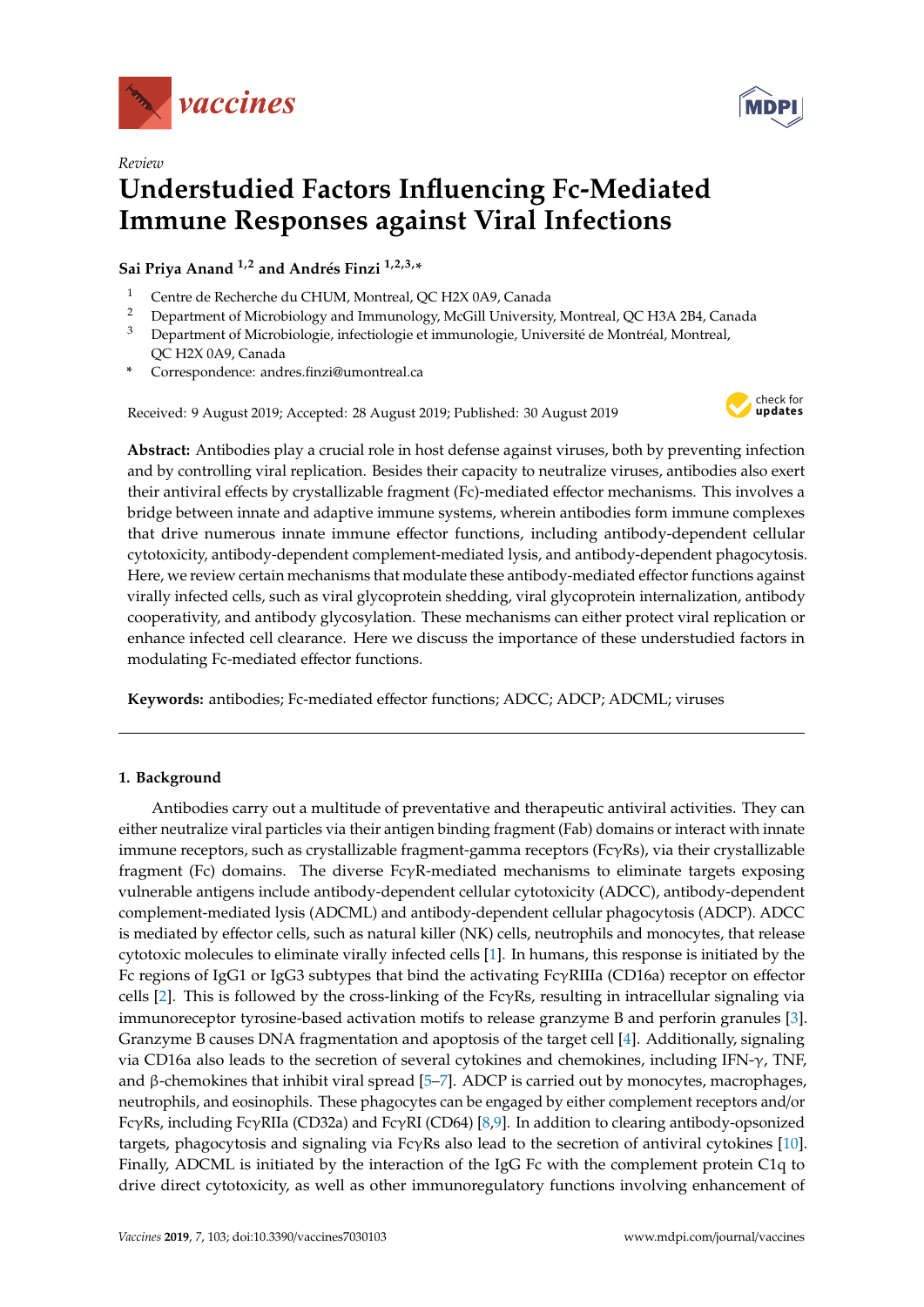Review

# Understudied Factors Influencing Fc-Mediated Immune Responses against Viral Infections

**Sai Priya Anand [1,2] and Andrés Finzi [1,2,3,*]**

1 Centre de Recherche du CHUM, Montreal, QC H2X 0A9, Canada
2 Department of Microbiology and Immunology, McGill University, Montreal, QC H3A 2B4, Canada
3 Department of Microbiologie, infectiologie et immunologie, Université de Montréal, Montreal, QC H2X 0A9, Canada
\* Correspondence: andres.finzi@umontreal.ca

Received: 9 August 2019; Accepted: 28 August 2019; Published: 30 August 2019

**Abstract:** Antibodies play a crucial role in host defense against viruses, both by preventing infection and by controlling viral replication. Besides their capacity to neutralize viruses, antibodies also exert their antiviral effects by crystallizable fragment (Fc)-mediated effector mechanisms. This involves a bridge between innate and adaptive immune systems, wherein antibodies form immune complexes that drive numerous innate immune effector functions, including antibody-dependent cellular cytotoxicity, antibody-dependent complement-mediated lysis, and antibody-dependent phagocytosis. Here, we review certain mechanisms that modulate these antibody-mediated effector functions against virally infected cells, such as viral glycoprotein shedding, viral glycoprotein internalization, antibody cooperativity, and antibody glycosylation. These mechanisms can either protect viral replication or enhance infected cell clearance. Here we discuss the importance of these understudied factors in modulating Fc-mediated effector functions.

**Keywords:** antibodies; Fc-mediated effector functions; ADCC; ADCP; ADCML; viruses

## 1. Background

Antibodies carry out a multitude of preventative and therapeutic antiviral activities. They can either neutralize viral particles via their antigen binding fragment (Fab) domains or interact with innate immune receptors, such as crystallizable fragment-gamma receptors (FcγRs), via their crystallizable fragment (Fc) domains. The diverse FcγR-mediated mechanisms to eliminate targets exposing vulnerable antigens include antibody-dependent cellular cytotoxicity (ADCC), antibody-dependent complement-mediated lysis (ADCML) and antibody-dependent cellular phagocytosis (ADCP). ADCC is mediated by effector cells, such as natural killer (NK) cells, neutrophils and monocytes, that release cytotoxic molecules to eliminate virally infected cells [1]. In humans, this response is initiated by the Fc regions of IgG1 or IgG3 subtypes that bind the activating FcγRIIIa (CD16a) receptor on effector cells [2]. This is followed by the cross-linking of the FcγRs, resulting in intracellular signaling via immunoreceptor tyrosine-based activation motifs to release granzyme B and perforin granules [3]. Granzyme B causes DNA fragmentation and apoptosis of the target cell [4]. Additionally, signaling via CD16a also leads to the secretion of several cytokines and chemokines, including IFN-γ, TNF, and β-chemokines that inhibit viral spread [5–7]. ADCP is carried out by monocytes, macrophages, neutrophils, and eosinophils. These phagocytes can be engaged by either complement receptors and/or FcγRs, including FcγRIIa (CD32a) and FcγRI (CD64) [8,9]. In addition to clearing antibody-opsonized targets, phagocytosis and signaling via FcγRs also lead to the secretion of antiviral cytokines [10]. Finally, ADCML is initiated by the interaction of the IgG Fc with the complement protein C1q to drive direct cytotoxicity, as well as other immunoregulatory functions involving enhancement of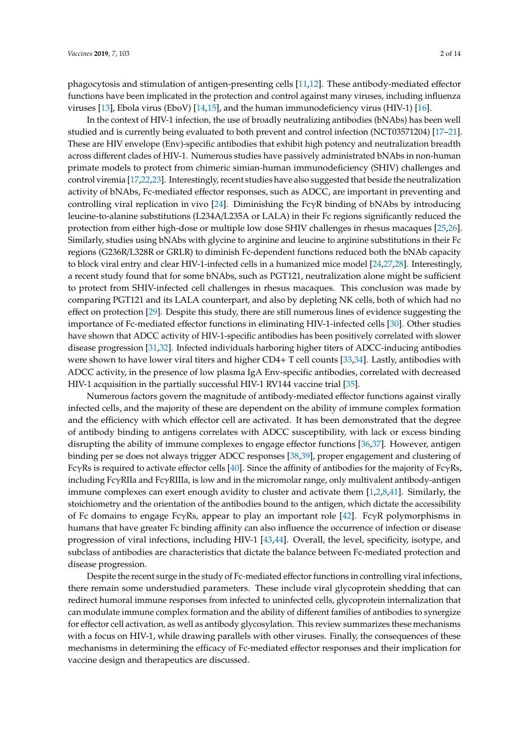phagocytosis and stimulation of antigen-presenting cells [11,12]. These antibody-mediated effector functions have been implicated in the protection and control against many viruses, including influenza viruses [13], Ebola virus (EboV) [14,15], and the human immunodeficiency virus (HIV-1) [16].

In the context of HIV-1 infection, the use of broadly neutralizing antibodies (bNAbs) has been well studied and is currently being evaluated to both prevent and control infection (NCT03571204) [17–21]. These are HIV envelope (Env)-specific antibodies that exhibit high potency and neutralization breadth across different clades of HIV-1. Numerous studies have passively administrated bNAbs in non-human primate models to protect from chimeric simian-human immunodeficiency (SHIV) challenges and control viremia [17,22,23]. Interestingly, recent studies have also suggested that beside the neutralization activity of bNAbs, Fc-mediated effector responses, such as ADCC, are important in preventing and controlling viral replication in vivo [24]. Diminishing the FcγR binding of bNAbs by introducing leucine-to-alanine substitutions (L234A/L235A or LALA) in their Fc regions significantly reduced the protection from either high-dose or multiple low dose SHIV challenges in rhesus macaques [25,26]. Similarly, studies using bNAbs with glycine to arginine and leucine to arginine substitutions in their Fc regions (G236R/L328R or GRLR) to diminish Fc-dependent functions reduced both the bNAb capacity to block viral entry and clear HIV-1-infected cells in a humanized mice model [24,27,28]. Interestingly, a recent study found that for some bNAbs, such as PGT121, neutralization alone might be sufficient to protect from SHIV-infected cell challenges in rhesus macaques. This conclusion was made by comparing PGT121 and its LALA counterpart, and also by depleting NK cells, both of which had no effect on protection [29]. Despite this study, there are still numerous lines of evidence suggesting the importance of Fc-mediated effector functions in eliminating HIV-1-infected cells [30]. Other studies have shown that ADCC activity of HIV-1-specific antibodies has been positively correlated with slower disease progression [31,32]. Infected individuals harboring higher titers of ADCC-inducing antibodies were shown to have lower viral titers and higher CD4+ T cell counts [33,34]. Lastly, antibodies with ADCC activity, in the presence of low plasma IgA Env-specific antibodies, correlated with decreased HIV-1 acquisition in the partially successful HIV-1 RV144 vaccine trial [35].

Numerous factors govern the magnitude of antibody-mediated effector functions against virally infected cells, and the majority of these are dependent on the ability of immune complex formation and the efficiency with which effector cell are activated. It has been demonstrated that the degree of antibody binding to antigens correlates with ADCC susceptibility, with lack or excess binding disrupting the ability of immune complexes to engage effector functions [36,37]. However, antigen binding per se does not always trigger ADCC responses [38,39], proper engagement and clustering of FcγRs is required to activate effector cells [40]. Since the affinity of antibodies for the majority of FcγRs, including FcγRIIa and FcγRIIIa, is low and in the micromolar range, only multivalent antibody-antigen immune complexes can exert enough avidity to cluster and activate them [1,2,8,41]. Similarly, the stoichiometry and the orientation of the antibodies bound to the antigen, which dictate the accessibility of Fc domains to engage FcγRs, appear to play an important role [42]. FcγR polymorphisms in humans that have greater Fc binding affinity can also influence the occurrence of infection or disease progression of viral infections, including HIV-1 [43,44]. Overall, the level, specificity, isotype, and subclass of antibodies are characteristics that dictate the balance between Fc-mediated protection and disease progression.

Despite the recent surge in the study of Fc-mediated effector functions in controlling viral infections, there remain some understudied parameters. These include viral glycoprotein shedding that can redirect humoral immune responses from infected to uninfected cells, glycoprotein internalization that can modulate immune complex formation and the ability of different families of antibodies to synergize for effector cell activation, as well as antibody glycosylation. This review summarizes these mechanisms with a focus on HIV-1, while drawing parallels with other viruses. Finally, the consequences of these mechanisms in determining the efficacy of Fc-mediated effector responses and their implication for vaccine design and therapeutics are discussed.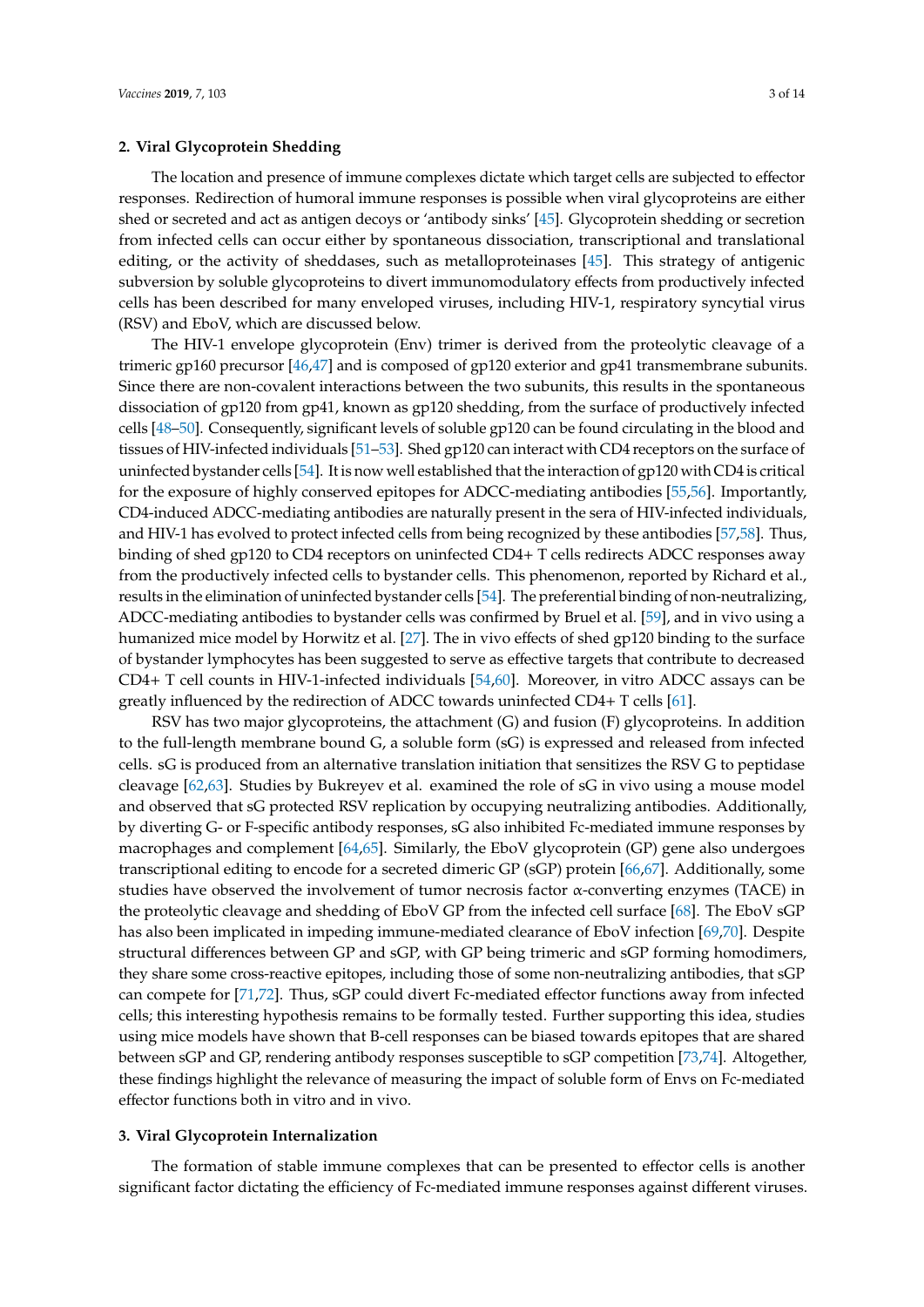## 2. Viral Glycoprotein Shedding

The location and presence of immune complexes dictate which target cells are subjected to effector responses. Redirection of humoral immune responses is possible when viral glycoproteins are either shed or secreted and act as antigen decoys or 'antibody sinks' [45]. Glycoprotein shedding or secretion from infected cells can occur either by spontaneous dissociation, transcriptional and translational editing, or the activity of sheddases, such as metalloproteinases [45]. This strategy of antigenic subversion by soluble glycoproteins to divert immunomodulatory effects from productively infected cells has been described for many enveloped viruses, including HIV-1, respiratory syncytial virus (RSV) and EboV, which are discussed below.

The HIV-1 envelope glycoprotein (Env) trimer is derived from the proteolytic cleavage of a trimeric gp160 precursor [46,47] and is composed of gp120 exterior and gp41 transmembrane subunits. Since there are non-covalent interactions between the two subunits, this results in the spontaneous dissociation of gp120 from gp41, known as gp120 shedding, from the surface of productively infected cells [48–50]. Consequently, significant levels of soluble gp120 can be found circulating in the blood and tissues of HIV-infected individuals [51–53]. Shed gp120 can interact with CD4 receptors on the surface of uninfected bystander cells [54]. It is now well established that the interaction of gp120 with CD4 is critical for the exposure of highly conserved epitopes for ADCC-mediating antibodies [55,56]. Importantly, CD4-induced ADCC-mediating antibodies are naturally present in the sera of HIV-infected individuals, and HIV-1 has evolved to protect infected cells from being recognized by these antibodies [57,58]. Thus, binding of shed gp120 to CD4 receptors on uninfected CD4+ T cells redirects ADCC responses away from the productively infected cells to bystander cells. This phenomenon, reported by Richard et al., results in the elimination of uninfected bystander cells [54]. The preferential binding of non-neutralizing, ADCC-mediating antibodies to bystander cells was confirmed by Bruel et al. [59], and in vivo using a humanized mice model by Horwitz et al. [27]. The in vivo effects of shed gp120 binding to the surface of bystander lymphocytes has been suggested to serve as effective targets that contribute to decreased CD4+ T cell counts in HIV-1-infected individuals [54,60]. Moreover, in vitro ADCC assays can be greatly influenced by the redirection of ADCC towards uninfected CD4+ T cells [61].

RSV has two major glycoproteins, the attachment (G) and fusion (F) glycoproteins. In addition to the full-length membrane bound G, a soluble form (sG) is expressed and released from infected cells. sG is produced from an alternative translation initiation that sensitizes the RSV G to peptidase cleavage [62,63]. Studies by Bukreyev et al. examined the role of sG in vivo using a mouse model and observed that sG protected RSV replication by occupying neutralizing antibodies. Additionally, by diverting G- or F-specific antibody responses, sG also inhibited Fc-mediated immune responses by macrophages and complement [64,65]. Similarly, the EboV glycoprotein (GP) gene also undergoes transcriptional editing to encode for a secreted dimeric GP (sGP) protein [66,67]. Additionally, some studies have observed the involvement of tumor necrosis factor $\alpha$-converting enzymes (TACE) in the proteolytic cleavage and shedding of EboV GP from the infected cell surface [68]. The EboV sGP has also been implicated in impeding immune-mediated clearance of EboV infection [69,70]. Despite structural differences between GP and sGP, with GP being trimeric and sGP forming homodimers, they share some cross-reactive epitopes, including those of some non-neutralizing antibodies, that sGP can compete for [71,72]. Thus, sGP could divert Fc-mediated effector functions away from infected cells; this interesting hypothesis remains to be formally tested. Further supporting this idea, studies using mice models have shown that B-cell responses can be biased towards epitopes that are shared between sGP and GP, rendering antibody responses susceptible to sGP competition [73,74]. Altogether, these findings highlight the relevance of measuring the impact of soluble form of Envs on Fc-mediated effector functions both in vitro and in vivo.

## 3. Viral Glycoprotein Internalization

The formation of stable immune complexes that can be presented to effector cells is another significant factor dictating the efficiency of Fc-mediated immune responses against different viruses.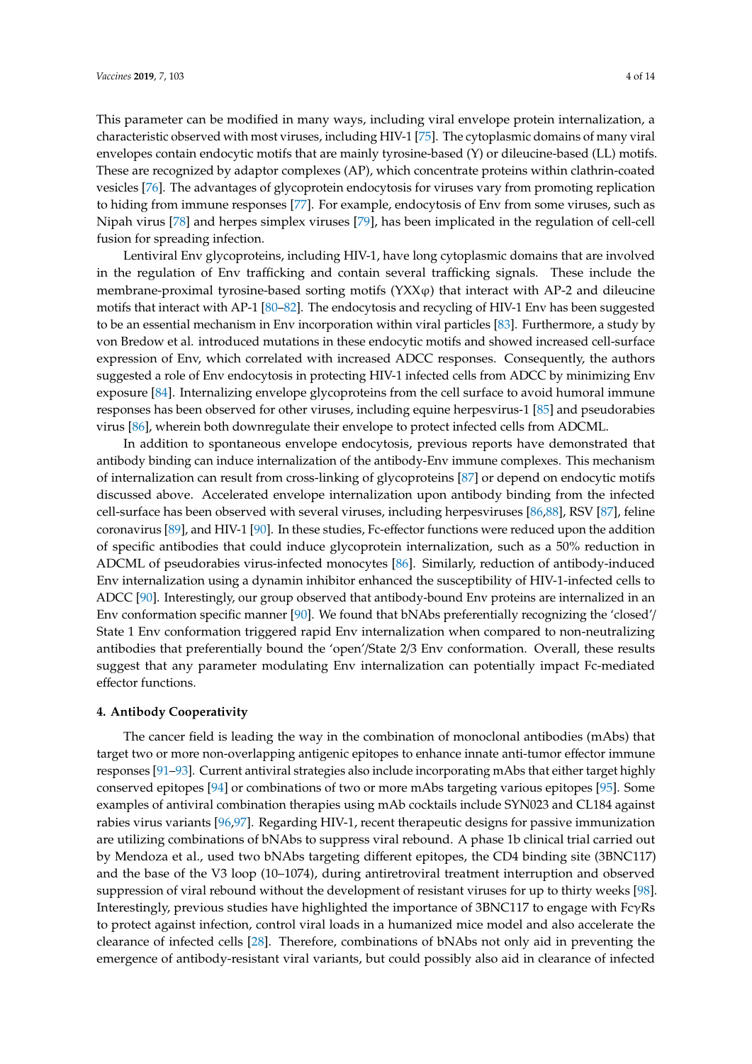This parameter can be modified in many ways, including viral envelope protein internalization, a characteristic observed with most viruses, including HIV-1 [75]. The cytoplasmic domains of many viral envelopes contain endocytic motifs that are mainly tyrosine-based (Y) or dileucine-based (LL) motifs. These are recognized by adaptor complexes (AP), which concentrate proteins within clathrin-coated vesicles [76]. The advantages of glycoprotein endocytosis for viruses vary from promoting replication to hiding from immune responses [77]. For example, endocytosis of Env from some viruses, such as Nipah virus [78] and herpes simplex viruses [79], has been implicated in the regulation of cell-cell fusion for spreading infection.

Lentiviral Env glycoproteins, including HIV-1, have long cytoplasmic domains that are involved in the regulation of Env trafficking and contain several trafficking signals. These include the membrane-proximal tyrosine-based sorting motifs (YXXφ) that interact with AP-2 and dileucine motifs that interact with AP-1 [80–82]. The endocytosis and recycling of HIV-1 Env has been suggested to be an essential mechanism in Env incorporation within viral particles [83]. Furthermore, a study by von Bredow et al. introduced mutations in these endocytic motifs and showed increased cell-surface expression of Env, which correlated with increased ADCC responses. Consequently, the authors suggested a role of Env endocytosis in protecting HIV-1 infected cells from ADCC by minimizing Env exposure [84]. Internalizing envelope glycoproteins from the cell surface to avoid humoral immune responses has been observed for other viruses, including equine herpesvirus-1 [85] and pseudorabies virus [86], wherein both downregulate their envelope to protect infected cells from ADCML.

In addition to spontaneous envelope endocytosis, previous reports have demonstrated that antibody binding can induce internalization of the antibody-Env immune complexes. This mechanism of internalization can result from cross-linking of glycoproteins [87] or depend on endocytic motifs discussed above. Accelerated envelope internalization upon antibody binding from the infected cell-surface has been observed with several viruses, including herpesviruses [86,88], RSV [87], feline coronavirus [89], and HIV-1 [90]. In these studies, Fc-effector functions were reduced upon the addition of specific antibodies that could induce glycoprotein internalization, such as a 50% reduction in ADCML of pseudorabies virus-infected monocytes [86]. Similarly, reduction of antibody-induced Env internalization using a dynamin inhibitor enhanced the susceptibility of HIV-1-infected cells to ADCC [90]. Interestingly, our group observed that antibody-bound Env proteins are internalized in an Env conformation specific manner [90]. We found that bNAbs preferentially recognizing the 'closed'/State 1 Env conformation triggered rapid Env internalization when compared to non-neutralizing antibodies that preferentially bound the 'open'/State 2/3 Env conformation. Overall, these results suggest that any parameter modulating Env internalization can potentially impact Fc-mediated effector functions.

### 4. Antibody Cooperativity

The cancer field is leading the way in the combination of monoclonal antibodies (mAbs) that target two or more non-overlapping antigenic epitopes to enhance innate anti-tumor effector immune responses [91–93]. Current antiviral strategies also include incorporating mAbs that either target highly conserved epitopes [94] or combinations of two or more mAbs targeting various epitopes [95]. Some examples of antiviral combination therapies using mAb cocktails include SYN023 and CL184 against rabies virus variants [96,97]. Regarding HIV-1, recent therapeutic designs for passive immunization are utilizing combinations of bNAbs to suppress viral rebound. A phase 1b clinical trial carried out by Mendoza et al., used two bNAbs targeting different epitopes, the CD4 binding site (3BNC117) and the base of the V3 loop (10–1074), during antiretroviral treatment interruption and observed suppression of viral rebound without the development of resistant viruses for up to thirty weeks [98]. Interestingly, previous studies have highlighted the importance of 3BNC117 to engage with FcγRs to protect against infection, control viral loads in a humanized mice model and also accelerate the clearance of infected cells [28]. Therefore, combinations of bNAbs not only aid in preventing the emergence of antibody-resistant viral variants, but could possibly also aid in clearance of infected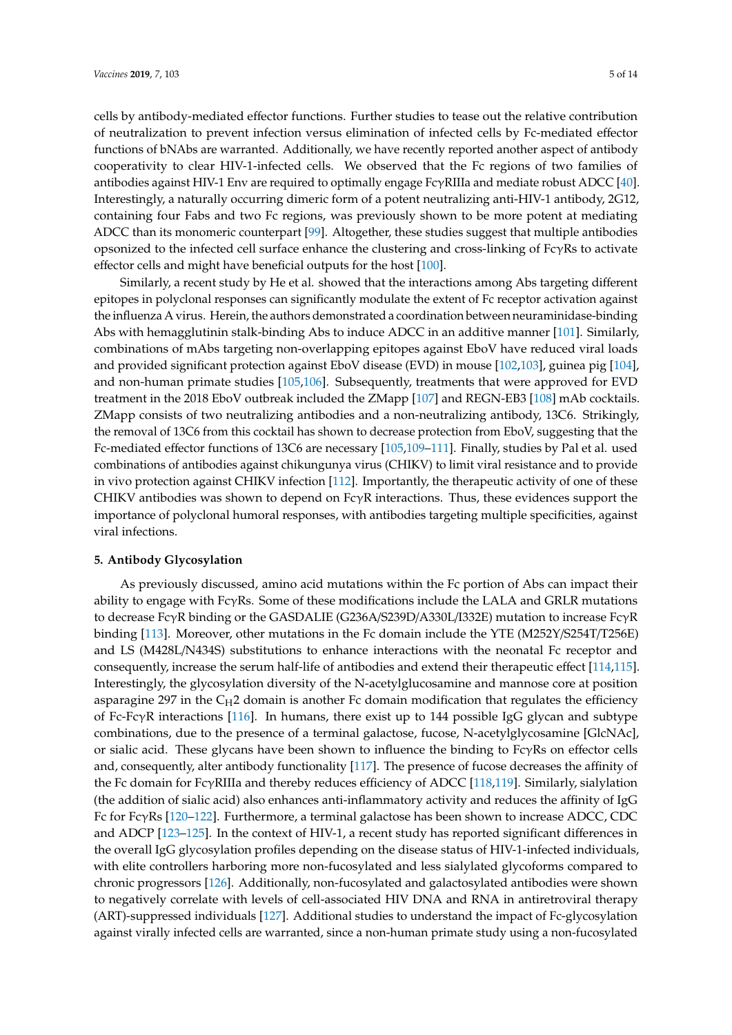cells by antibody-mediated effector functions. Further studies to tease out the relative contribution of neutralization to prevent infection versus elimination of infected cells by Fc-mediated effector functions of bNAbs are warranted. Additionally, we have recently reported another aspect of antibody cooperativity to clear HIV-1-infected cells. We observed that the Fc regions of two families of antibodies against HIV-1 Env are required to optimally engage FcγRIIIa and mediate robust ADCC [40]. Interestingly, a naturally occurring dimeric form of a potent neutralizing anti-HIV-1 antibody, 2G12, containing four Fabs and two Fc regions, was previously shown to be more potent at mediating ADCC than its monomeric counterpart [99]. Altogether, these studies suggest that multiple antibodies opsonized to the infected cell surface enhance the clustering and cross-linking of FcγRs to activate effector cells and might have beneficial outputs for the host [100].

Similarly, a recent study by He et al. showed that the interactions among Abs targeting different epitopes in polyclonal responses can significantly modulate the extent of Fc receptor activation against the influenza A virus. Herein, the authors demonstrated a coordination between neuraminidase-binding Abs with hemagglutinin stalk-binding Abs to induce ADCC in an additive manner [101]. Similarly, combinations of mAbs targeting non-overlapping epitopes against EboV have reduced viral loads and provided significant protection against EboV disease (EVD) in mouse [102,103], guinea pig [104], and non-human primate studies [105,106]. Subsequently, treatments that were approved for EVD treatment in the 2018 EboV outbreak included the ZMapp [107] and REGN-EB3 [108] mAb cocktails. ZMapp consists of two neutralizing antibodies and a non-neutralizing antibody, 13C6. Strikingly, the removal of 13C6 from this cocktail has shown to decrease protection from EboV, suggesting that the Fc-mediated effector functions of 13C6 are necessary [105,109–111]. Finally, studies by Pal et al. used combinations of antibodies against chikungunya virus (CHIKV) to limit viral resistance and to provide in vivo protection against CHIKV infection [112]. Importantly, the therapeutic activity of one of these CHIKV antibodies was shown to depend on FcγR interactions. Thus, these evidences support the importance of polyclonal humoral responses, with antibodies targeting multiple specificities, against viral infections.

## 5. Antibody Glycosylation

As previously discussed, amino acid mutations within the Fc portion of Abs can impact their ability to engage with FcγRs. Some of these modifications include the LALA and GRLR mutations to decrease FcγR binding or the GASDALIE (G236A/S239D/A330L/I332E) mutation to increase FcγR binding [113]. Moreover, other mutations in the Fc domain include the YTE (M252Y/S254T/T256E) and LS (M428L/N434S) substitutions to enhance interactions with the neonatal Fc receptor and consequently, increase the serum half-life of antibodies and extend their therapeutic effect [114,115]. Interestingly, the glycosylation diversity of the N-acetylglucosamine and mannose core at position asparagine 297 in the $C_H2$ domain is another Fc domain modification that regulates the efficiency of Fc-FcγR interactions [116]. In humans, there exist up to 144 possible IgG glycan and subtype combinations, due to the presence of a terminal galactose, fucose, N-acetylglycosamine [GlcNAc], or sialic acid. These glycans have been shown to influence the binding to FcγRs on effector cells and, consequently, alter antibody functionality [117]. The presence of fucose decreases the affinity of the Fc domain for FcγRIIIa and thereby reduces efficiency of ADCC [118,119]. Similarly, sialylation (the addition of sialic acid) also enhances anti-inflammatory activity and reduces the affinity of IgG Fc for FcγRs [120–122]. Furthermore, a terminal galactose has been shown to increase ADCC, CDC and ADCP [123–125]. In the context of HIV-1, a recent study has reported significant differences in the overall IgG glycosylation profiles depending on the disease status of HIV-1-infected individuals, with elite controllers harboring more non-fucosylated and less sialylated glycoforms compared to chronic progressors [126]. Additionally, non-fucosylated and galactosylated antibodies were shown to negatively correlate with levels of cell-associated HIV DNA and RNA in antiretroviral therapy (ART)-suppressed individuals [127]. Additional studies to understand the impact of Fc-glycosylation against virally infected cells are warranted, since a non-human primate study using a non-fucosylated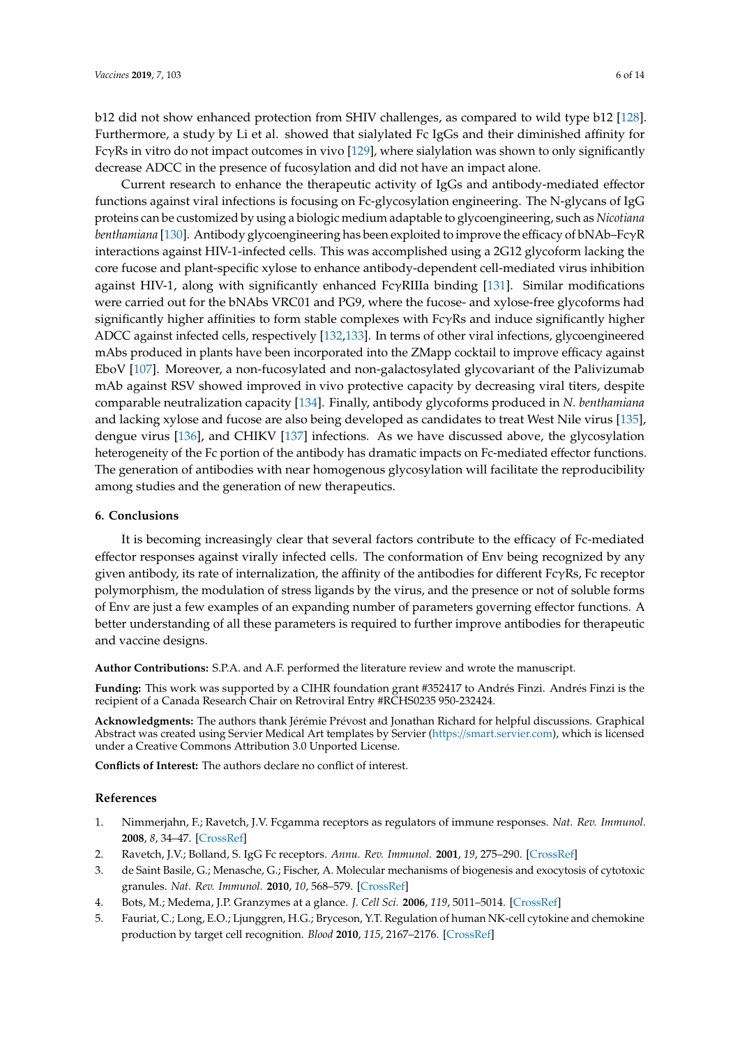b12 did not show enhanced protection from SHIV challenges, as compared to wild type b12 [128]. Furthermore, a study by Li et al. showed that sialylated Fc IgGs and their diminished affinity for FcγRs in vitro do not impact outcomes in vivo [129], where sialylation was shown to only significantly decrease ADCC in the presence of fucosylation and did not have an impact alone.

Current research to enhance the therapeutic activity of IgGs and antibody-mediated effector functions against viral infections is focusing on Fc-glycosylation engineering. The N-glycans of IgG proteins can be customized by using a biologic medium adaptable to glycoengineering, such as *Nicotiana benthamiana* [130]. Antibody glycoengineering has been exploited to improve the efficacy of bNAb–FcγR interactions against HIV-1-infected cells. This was accomplished using a 2G12 glycoform lacking the core fucose and plant-specific xylose to enhance antibody-dependent cell-mediated virus inhibition against HIV-1, along with significantly enhanced FcγRIIIa binding [131]. Similar modifications were carried out for the bNAbs VRC01 and PG9, where the fucose- and xylose-free glycoforms had significantly higher affinities to form stable complexes with FcγRs and induce significantly higher ADCC against infected cells, respectively [132,133]. In terms of other viral infections, glycoengineered mAbs produced in plants have been incorporated into the ZMapp cocktail to improve efficacy against EboV [107]. Moreover, a non-fucosylated and non-galactosylated glycovariant of the Palivizumab mAb against RSV showed improved in vivo protective capacity by decreasing viral titers, despite comparable neutralization capacity [134]. Finally, antibody glycoforms produced in *N. benthamiana* and lacking xylose and fucose are also being developed as candidates to treat West Nile virus [135], dengue virus [136], and CHIKV [137] infections. As we have discussed above, the glycosylation heterogeneity of the Fc portion of the antibody has dramatic impacts on Fc-mediated effector functions. The generation of antibodies with near homogenous glycosylation will facilitate the reproducibility among studies and the generation of new therapeutics.

## 6. Conclusions

It is becoming increasingly clear that several factors contribute to the efficacy of Fc-mediated effector responses against virally infected cells. The conformation of Env being recognized by any given antibody, its rate of internalization, the affinity of the antibodies for different FcγRs, Fc receptor polymorphism, the modulation of stress ligands by the virus, and the presence or not of soluble forms of Env are just a few examples of an expanding number of parameters governing effector functions. A better understanding of all these parameters is required to further improve antibodies for therapeutic and vaccine designs.

**Author Contributions:** S.P.A. and A.F. performed the literature review and wrote the manuscript.

**Funding:** This work was supported by a CIHR foundation grant #352417 to Andrés Finzi. Andrés Finzi is the recipient of a Canada Research Chair on Retroviral Entry #RCHS0235 950-232424.

**Acknowledgments:** The authors thank Jérémie Prévost and Jonathan Richard for helpful discussions. Graphical Abstract was created using Servier Medical Art templates by Servier (https://smart.servier.com), which is licensed under a Creative Commons Attribution 3.0 Unported License.

**Conflicts of Interest:** The authors declare no conflict of interest.

## References

1. Nimmerjahn, F.; Ravetch, J.V. Fcgamma receptors as regulators of immune responses. *Nat. Rev. Immunol.* **2008**, *8*, 34–47. [CrossRef]
2. Ravetch, J.V.; Bolland, S. IgG Fc receptors. *Annu. Rev. Immunol.* **2001**, *19*, 275–290. [CrossRef]
3. de Saint Basile, G.; Menasche, G.; Fischer, A. Molecular mechanisms of biogenesis and exocytosis of cytotoxic granules. *Nat. Rev. Immunol.* **2010**, *10*, 568–579. [CrossRef]
4. Bots, M.; Medema, J.P. Granzymes at a glance. *J. Cell Sci.* **2006**, *119*, 5011–5014. [CrossRef]
5. Fauriat, C.; Long, E.O.; Ljunggren, H.G.; Bryceson, Y.T. Regulation of human NK-cell cytokine and chemokine production by target cell recognition. *Blood* **2010**, *115*, 2167–2176. [CrossRef]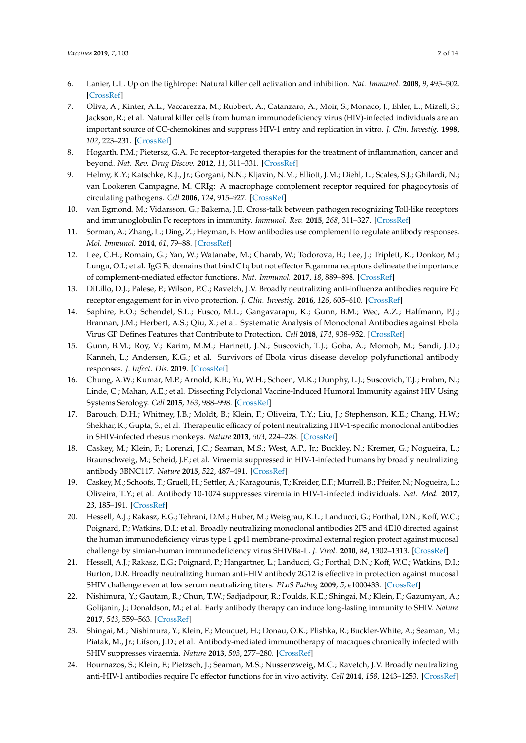6. Lanier, L.L. Up on the tightrope: Natural killer cell activation and inhibition. *Nat. Immunol.* **2008**, *9*, 495–502. [CrossRef]
7. Oliva, A.; Kinter, A.L.; Vaccarezza, M.; Rubbert, A.; Catanzaro, A.; Moir, S.; Monaco, J.; Ehler, L.; Mizell, S.; Jackson, R.; et al. Natural killer cells from human immunodeficiency virus (HIV)-infected individuals are an important source of CC-chemokines and suppress HIV-1 entry and replication in vitro. *J. Clin. Investig.* **1998**, *102*, 223–231. [CrossRef]
8. Hogarth, P.M.; Pietersz, G.A. Fc receptor-targeted therapies for the treatment of inflammation, cancer and beyond. *Nat. Rev. Drug Discov.* **2012**, *11*, 311–331. [CrossRef]
9. Helmy, K.Y.; Katschke, K.J., Jr.; Gorgani, N.N.; Kljavin, N.M.; Elliott, J.M.; Diehl, L.; Scales, S.J.; Ghilardi, N.; van Lookeren Campagne, M. CRIg: A macrophage complement receptor required for phagocytosis of circulating pathogens. *Cell* **2006**, *124*, 915–927. [CrossRef]
10. van Egmond, M.; Vidarsson, G.; Bakema, J.E. Cross-talk between pathogen recognizing Toll-like receptors and immunoglobulin Fc receptors in immunity. *Immunol. Rev.* **2015**, *268*, 311–327. [CrossRef]
11. Sorman, A.; Zhang, L.; Ding, Z.; Heyman, B. How antibodies use complement to regulate antibody responses. *Mol. Immunol.* **2014**, *61*, 79–88. [CrossRef]
12. Lee, C.H.; Romain, G.; Yan, W.; Watanabe, M.; Charab, W.; Todorova, B.; Lee, J.; Triplett, K.; Donkor, M.; Lungu, O.I.; et al. IgG Fc domains that bind C1q but not effector Fcgamma receptors delineate the importance of complement-mediated effector functions. *Nat. Immunol.* **2017**, *18*, 889–898. [CrossRef]
13. DiLillo, D.J.; Palese, P.; Wilson, P.C.; Ravetch, J.V. Broadly neutralizing anti-influenza antibodies require Fc receptor engagement for in vivo protection. *J. Clin. Investig.* **2016**, *126*, 605–610. [CrossRef]
14. Saphire, E.O.; Schendel, S.L.; Fusco, M.L.; Gangavarapu, K.; Gunn, B.M.; Wec, A.Z.; Halfmann, P.J.; Brannan, J.M.; Herbert, A.S.; Qiu, X.; et al. Systematic Analysis of Monoclonal Antibodies against Ebola Virus GP Defines Features that Contribute to Protection. *Cell* **2018**, *174*, 938–952. [CrossRef]
15. Gunn, B.M.; Roy, V.; Karim, M.M.; Hartnett, J.N.; Suscovich, T.J.; Goba, A.; Momoh, M.; Sandi, J.D.; Kanneh, L.; Andersen, K.G.; et al. Survivors of Ebola virus disease develop polyfunctional antibody responses. *J. Infect. Dis.* **2019**. [CrossRef]
16. Chung, A.W.; Kumar, M.P.; Arnold, K.B.; Yu, W.H.; Schoen, M.K.; Dunphy, L.J.; Suscovich, T.J.; Frahm, N.; Linde, C.; Mahan, A.E.; et al. Dissecting Polyclonal Vaccine-Induced Humoral Immunity against HIV Using Systems Serology. *Cell* **2015**, *163*, 988–998. [CrossRef]
17. Barouch, D.H.; Whitney, J.B.; Moldt, B.; Klein, F.; Oliveira, T.Y.; Liu, J.; Stephenson, K.E.; Chang, H.W.; Shekhar, K.; Gupta, S.; et al. Therapeutic efficacy of potent neutralizing HIV-1-specific monoclonal antibodies in SHIV-infected rhesus monkeys. *Nature* **2013**, *503*, 224–228. [CrossRef]
18. Caskey, M.; Klein, F.; Lorenzi, J.C.; Seaman, M.S.; West, A.P., Jr.; Buckley, N.; Kremer, G.; Nogueira, L.; Braunschweig, M.; Scheid, J.F.; et al. Viraemia suppressed in HIV-1-infected humans by broadly neutralizing antibody 3BNC117. *Nature* **2015**, *522*, 487–491. [CrossRef]
19. Caskey, M.; Schoofs, T.; Gruell, H.; Settler, A.; Karagounis, T.; Kreider, E.F.; Murrell, B.; Pfeifer, N.; Nogueira, L.; Oliveira, T.Y.; et al. Antibody 10-1074 suppresses viremia in HIV-1-infected individuals. *Nat. Med.* **2017**, *23*, 185–191. [CrossRef]
20. Hessell, A.J.; Rakasz, E.G.; Tehrani, D.M.; Huber, M.; Weisgrau, K.L.; Landucci, G.; Forthal, D.N.; Koff, W.C.; Poignard, P.; Watkins, D.I.; et al. Broadly neutralizing monoclonal antibodies 2F5 and 4E10 directed against the human immunodeficiency virus type 1 gp41 membrane-proximal external region protect against mucosal challenge by simian-human immunodeficiency virus SHIVBa-L. *J. Virol.* **2010**, *84*, 1302–1313. [CrossRef]
21. Hessell, A.J.; Rakasz, E.G.; Poignard, P.; Hangartner, L.; Landucci, G.; Forthal, D.N.; Koff, W.C.; Watkins, D.I.; Burton, D.R. Broadly neutralizing human anti-HIV antibody 2G12 is effective in protection against mucosal SHIV challenge even at low serum neutralizing titers. *PLoS Pathog* **2009**, *5*, e1000433. [CrossRef]
22. Nishimura, Y.; Gautam, R.; Chun, T.W.; Sadjadpour, R.; Foulds, K.E.; Shingai, M.; Klein, F.; Gazumyan, A.; Golijanin, J.; Donaldson, M.; et al. Early antibody therapy can induce long-lasting immunity to SHIV. *Nature* **2017**, *543*, 559–563. [CrossRef]
23. Shingai, M.; Nishimura, Y.; Klein, F.; Mouquet, H.; Donau, O.K.; Plishka, R.; Buckler-White, A.; Seaman, M.; Piatak, M., Jr.; Lifson, J.D.; et al. Antibody-mediated immunotherapy of macaques chronically infected with SHIV suppresses viraemia. *Nature* **2013**, *503*, 277–280. [CrossRef]
24. Bournazos, S.; Klein, F.; Pietzsch, J.; Seaman, M.S.; Nussenzweig, M.C.; Ravetch, J.V. Broadly neutralizing anti-HIV-1 antibodies require Fc effector functions for in vivo activity. *Cell* **2014**, *158*, 1243–1253. [CrossRef]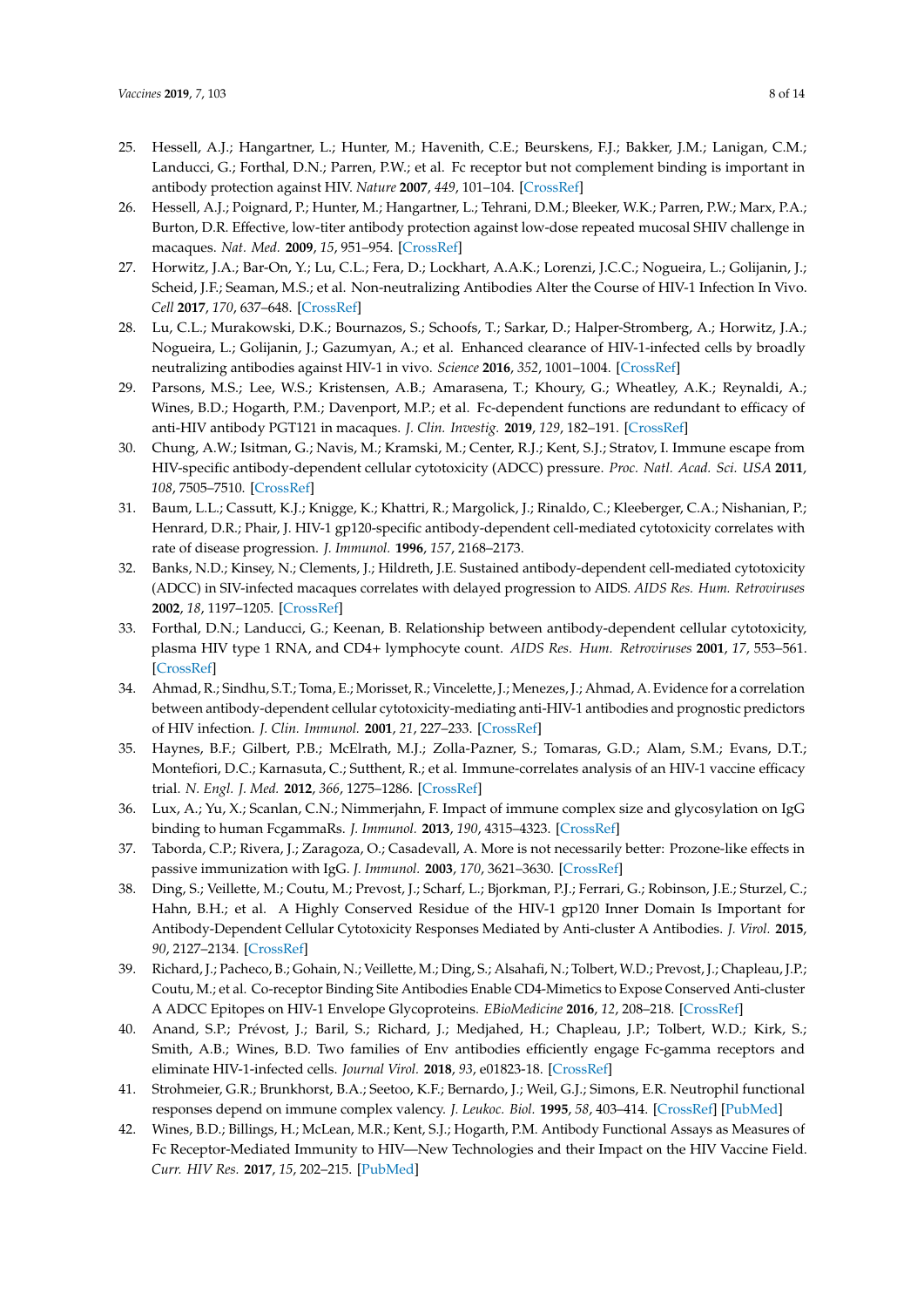25. Hessell, A.J.; Hangartner, L.; Hunter, M.; Havenith, C.E.; Beurskens, F.J.; Bakker, J.M.; Lanigan, C.M.; Landucci, G.; Forthal, D.N.; Parren, P.W.; et al. Fc receptor but not complement binding is important in antibody protection against HIV. *Nature* **2007**, *449*, 101–104. [CrossRef]
26. Hessell, A.J.; Poignard, P.; Hunter, M.; Hangartner, L.; Tehrani, D.M.; Bleeker, W.K.; Parren, P.W.; Marx, P.A.; Burton, D.R. Effective, low-titer antibody protection against low-dose repeated mucosal SHIV challenge in macaques. *Nat. Med.* **2009**, *15*, 951–954. [CrossRef]
27. Horwitz, J.A.; Bar-On, Y.; Lu, C.L.; Fera, D.; Lockhart, A.A.K.; Lorenzi, J.C.C.; Nogueira, L.; Golijanin, J.; Scheid, J.F.; Seaman, M.S.; et al. Non-neutralizing Antibodies Alter the Course of HIV-1 Infection In Vivo. *Cell* **2017**, *170*, 637–648. [CrossRef]
28. Lu, C.L.; Murakowski, D.K.; Bournazos, S.; Schoofs, T.; Sarkar, D.; Halper-Stromberg, A.; Horwitz, J.A.; Nogueira, L.; Golijanin, J.; Gazumyan, A.; et al. Enhanced clearance of HIV-1-infected cells by broadly neutralizing antibodies against HIV-1 in vivo. *Science* **2016**, *352*, 1001–1004. [CrossRef]
29. Parsons, M.S.; Lee, W.S.; Kristensen, A.B.; Amarasena, T.; Khoury, G.; Wheatley, A.K.; Reynaldi, A.; Wines, B.D.; Hogarth, P.M.; Davenport, M.P.; et al. Fc-dependent functions are redundant to efficacy of anti-HIV antibody PGT121 in macaques. *J. Clin. Investig.* **2019**, *129*, 182–191. [CrossRef]
30. Chung, A.W.; Isitman, G.; Navis, M.; Kramski, M.; Center, R.J.; Kent, S.J.; Stratov, I. Immune escape from HIV-specific antibody-dependent cellular cytotoxicity (ADCC) pressure. *Proc. Natl. Acad. Sci. USA* **2011**, *108*, 7505–7510. [CrossRef]
31. Baum, L.L.; Cassutt, K.J.; Knigge, K.; Khattri, R.; Margolick, J.; Rinaldo, C.; Kleeberger, C.A.; Nishanian, P.; Henrard, D.R.; Phair, J. HIV-1 gp120-specific antibody-dependent cell-mediated cytotoxicity correlates with rate of disease progression. *J. Immunol.* **1996**, *157*, 2168–2173.
32. Banks, N.D.; Kinsey, N.; Clements, J.; Hildreth, J.E. Sustained antibody-dependent cell-mediated cytotoxicity (ADCC) in SIV-infected macaques correlates with delayed progression to AIDS. *AIDS Res. Hum. Retroviruses* **2002**, *18*, 1197–1205. [CrossRef]
33. Forthal, D.N.; Landucci, G.; Keenan, B. Relationship between antibody-dependent cellular cytotoxicity, plasma HIV type 1 RNA, and CD4+ lymphocyte count. *AIDS Res. Hum. Retroviruses* **2001**, *17*, 553–561. [CrossRef]
34. Ahmad, R.; Sindhu, S.T.; Toma, E.; Morisset, R.; Vincelette, J.; Menezes, J.; Ahmad, A. Evidence for a correlation between antibody-dependent cellular cytotoxicity-mediating anti-HIV-1 antibodies and prognostic predictors of HIV infection. *J. Clin. Immunol.* **2001**, *21*, 227–233. [CrossRef]
35. Haynes, B.F.; Gilbert, P.B.; McElrath, M.J.; Zolla-Pazner, S.; Tomaras, G.D.; Alam, S.M.; Evans, D.T.; Montefiori, D.C.; Karnasuta, C.; Sutthent, R.; et al. Immune-correlates analysis of an HIV-1 vaccine efficacy trial. *N. Engl. J. Med.* **2012**, *366*, 1275–1286. [CrossRef]
36. Lux, A.; Yu, X.; Scanlan, C.N.; Nimmerjahn, F. Impact of immune complex size and glycosylation on IgG binding to human FcgammaRs. *J. Immunol.* **2013**, *190*, 4315–4323. [CrossRef]
37. Taborda, C.P.; Rivera, J.; Zaragoza, O.; Casadevall, A. More is not necessarily better: Prozone-like effects in passive immunization with IgG. *J. Immunol.* **2003**, *170*, 3621–3630. [CrossRef]
38. Ding, S.; Veillette, M.; Coutu, M.; Prevost, J.; Scharf, L.; Bjorkman, P.J.; Ferrari, G.; Robinson, J.E.; Sturzel, C.; Hahn, B.H.; et al. A Highly Conserved Residue of the HIV-1 gp120 Inner Domain Is Important for Antibody-Dependent Cellular Cytotoxicity Responses Mediated by Anti-cluster A Antibodies. *J. Virol.* **2015**, *90*, 2127–2134. [CrossRef]
39. Richard, J.; Pacheco, B.; Gohain, N.; Veillette, M.; Ding, S.; Alsahafi, N.; Tolbert, W.D.; Prevost, J.; Chapleau, J.P.; Coutu, M.; et al. Co-receptor Binding Site Antibodies Enable CD4-Mimetics to Expose Conserved Anti-cluster A ADCC Epitopes on HIV-1 Envelope Glycoproteins. *EBioMedicine* **2016**, *12*, 208–218. [CrossRef]
40. Anand, S.P.; Prévost, J.; Baril, S.; Richard, J.; Medjahed, H.; Chapleau, J.P.; Tolbert, W.D.; Kirk, S.; Smith, A.B.; Wines, B.D. Two families of Env antibodies efficiently engage Fc-gamma receptors and eliminate HIV-1-infected cells. *Journal Virol.* **2018**, *93*, e01823-18. [CrossRef]
41. Strohmeier, G.R.; Brunkhorst, B.A.; Seetoo, K.F.; Bernardo, J.; Weil, G.J.; Simons, E.R. Neutrophil functional responses depend on immune complex valency. *J. Leukoc. Biol.* **1995**, *58*, 403–414. [CrossRef] [PubMed]
42. Wines, B.D.; Billings, H.; McLean, M.R.; Kent, S.J.; Hogarth, P.M. Antibody Functional Assays as Measures of Fc Receptor-Mediated Immunity to HIV—New Technologies and their Impact on the HIV Vaccine Field. *Curr. HIV Res.* **2017**, *15*, 202–215. [PubMed]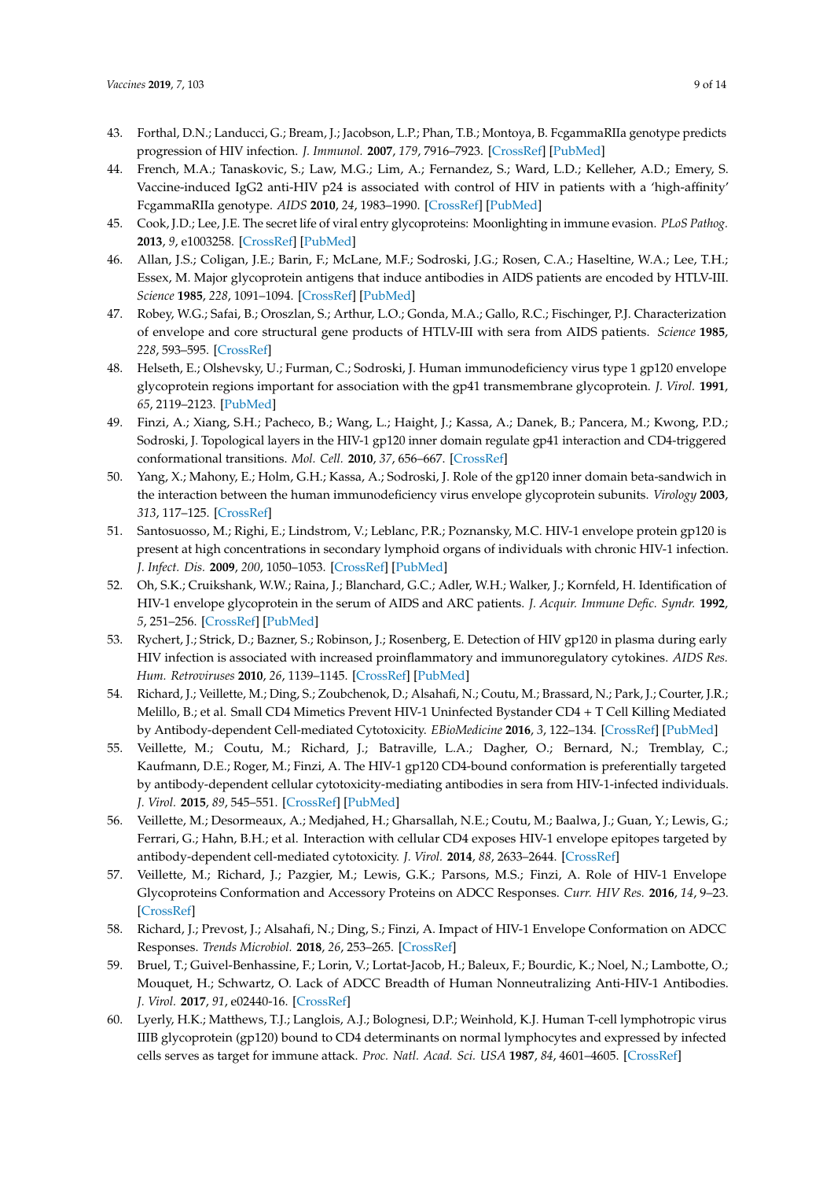43. Forthal, D.N.; Landucci, G.; Bream, J.; Jacobson, L.P.; Phan, T.B.; Montoya, B. FcgammaRIIa genotype predicts progression of HIV infection. *J. Immunol.* **2007**, *179*, 7916–7923. [CrossRef] [PubMed]
44. French, M.A.; Tanaskovic, S.; Law, M.G.; Lim, A.; Fernandez, S.; Ward, L.D.; Kelleher, A.D.; Emery, S. Vaccine-induced IgG2 anti-HIV p24 is associated with control of HIV in patients with a 'high-affinity' FcgammaRIIa genotype. *AIDS* **2010**, *24*, 1983–1990. [CrossRef] [PubMed]
45. Cook, J.D.; Lee, J.E. The secret life of viral entry glycoproteins: Moonlighting in immune evasion. *PLoS Pathog.* **2013**, *9*, e1003258. [CrossRef] [PubMed]
46. Allan, J.S.; Coligan, J.E.; Barin, F.; McLane, M.F.; Sodroski, J.G.; Rosen, C.A.; Haseltine, W.A.; Lee, T.H.; Essex, M. Major glycoprotein antigens that induce antibodies in AIDS patients are encoded by HTLV-III. *Science* **1985**, *228*, 1091–1094. [CrossRef] [PubMed]
47. Robey, W.G.; Safai, B.; Oroszlan, S.; Arthur, L.O.; Gonda, M.A.; Gallo, R.C.; Fischinger, P.J. Characterization of envelope and core structural gene products of HTLV-III with sera from AIDS patients. *Science* **1985**, *228*, 593–595. [CrossRef]
48. Helseth, E.; Olshevsky, U.; Furman, C.; Sodroski, J. Human immunodeficiency virus type 1 gp120 envelope glycoprotein regions important for association with the gp41 transmembrane glycoprotein. *J. Virol.* **1991**, *65*, 2119–2123. [PubMed]
49. Finzi, A.; Xiang, S.H.; Pacheco, B.; Wang, L.; Haight, J.; Kassa, A.; Danek, B.; Pancera, M.; Kwong, P.D.; Sodroski, J. Topological layers in the HIV-1 gp120 inner domain regulate gp41 interaction and CD4-triggered conformational transitions. *Mol. Cell.* **2010**, *37*, 656–667. [CrossRef]
50. Yang, X.; Mahony, E.; Holm, G.H.; Kassa, A.; Sodroski, J. Role of the gp120 inner domain beta-sandwich in the interaction between the human immunodeficiency virus envelope glycoprotein subunits. *Virology* **2003**, *313*, 117–125. [CrossRef]
51. Santosuosso, M.; Righi, E.; Lindstrom, V.; Leblanc, P.R.; Poznansky, M.C. HIV-1 envelope protein gp120 is present at high concentrations in secondary lymphoid organs of individuals with chronic HIV-1 infection. *J. Infect. Dis.* **2009**, *200*, 1050–1053. [CrossRef] [PubMed]
52. Oh, S.K.; Cruikshank, W.W.; Raina, J.; Blanchard, G.C.; Adler, W.H.; Walker, J.; Kornfeld, H. Identification of HIV-1 envelope glycoprotein in the serum of AIDS and ARC patients. *J. Acquir. Immune Defic. Syndr.* **1992**, *5*, 251–256. [CrossRef] [PubMed]
53. Rychert, J.; Strick, D.; Bazner, S.; Robinson, J.; Rosenberg, E. Detection of HIV gp120 in plasma during early HIV infection is associated with increased proinflammatory and immunoregulatory cytokines. *AIDS Res. Hum. Retroviruses* **2010**, *26*, 1139–1145. [CrossRef] [PubMed]
54. Richard, J.; Veillette, M.; Ding, S.; Zoubchenok, D.; Alsahafi, N.; Coutu, M.; Brassard, N.; Park, J.; Courter, J.R.; Melillo, B.; et al. Small CD4 Mimetics Prevent HIV-1 Uninfected Bystander CD4 + T Cell Killing Mediated by Antibody-dependent Cell-mediated Cytotoxicity. *EBioMedicine* **2016**, *3*, 122–134. [CrossRef] [PubMed]
55. Veillette, M.; Coutu, M.; Richard, J.; Batraville, L.A.; Dagher, O.; Bernard, N.; Tremblay, C.; Kaufmann, D.E.; Roger, M.; Finzi, A. The HIV-1 gp120 CD4-bound conformation is preferentially targeted by antibody-dependent cellular cytotoxicity-mediating antibodies in sera from HIV-1-infected individuals. *J. Virol.* **2015**, *89*, 545–551. [CrossRef] [PubMed]
56. Veillette, M.; Desormeaux, A.; Medjahed, H.; Gharsallah, N.E.; Coutu, M.; Baalwa, J.; Guan, Y.; Lewis, G.; Ferrari, G.; Hahn, B.H.; et al. Interaction with cellular CD4 exposes HIV-1 envelope epitopes targeted by antibody-dependent cell-mediated cytotoxicity. *J. Virol.* **2014**, *88*, 2633–2644. [CrossRef]
57. Veillette, M.; Richard, J.; Pazgier, M.; Lewis, G.K.; Parsons, M.S.; Finzi, A. Role of HIV-1 Envelope Glycoproteins Conformation and Accessory Proteins on ADCC Responses. *Curr. HIV Res.* **2016**, *14*, 9–23. [CrossRef]
58. Richard, J.; Prevost, J.; Alsahafi, N.; Ding, S.; Finzi, A. Impact of HIV-1 Envelope Conformation on ADCC Responses. *Trends Microbiol.* **2018**, *26*, 253–265. [CrossRef]
59. Bruel, T.; Guivel-Benhassine, F.; Lorin, V.; Lortat-Jacob, H.; Baleux, F.; Bourdic, K.; Noel, N.; Lambotte, O.; Mouquet, H.; Schwartz, O. Lack of ADCC Breadth of Human Nonneutralizing Anti-HIV-1 Antibodies. *J. Virol.* **2017**, *91*, e02440-16. [CrossRef]
60. Lyerly, H.K.; Matthews, T.J.; Langlois, A.J.; Bolognesi, D.P.; Weinhold, K.J. Human T-cell lymphotropic virus IIIB glycoprotein (gp120) bound to CD4 determinants on normal lymphocytes and expressed by infected cells serves as target for immune attack. *Proc. Natl. Acad. Sci. USA* **1987**, *84*, 4601–4605. [CrossRef]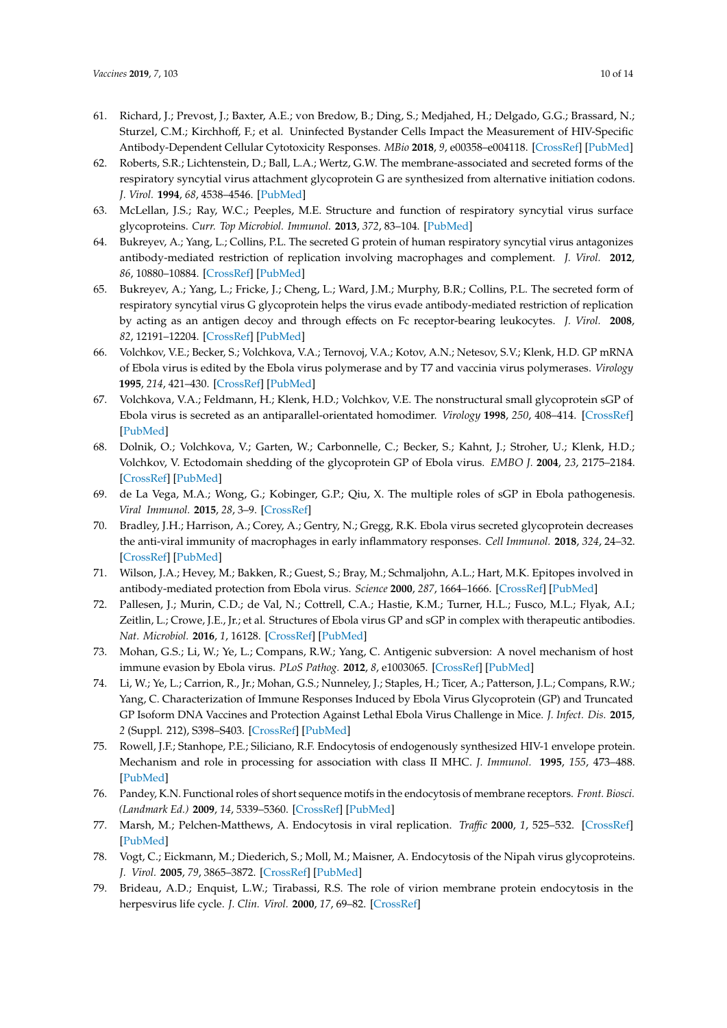61. Richard, J.; Prevost, J.; Baxter, A.E.; von Bredow, B.; Ding, S.; Medjahed, H.; Delgado, G.G.; Brassard, N.; Sturzel, C.M.; Kirchhoff, F.; et al. Uninfected Bystander Cells Impact the Measurement of HIV-Specific Antibody-Dependent Cellular Cytotoxicity Responses. *MBio* **2018**, *9*, e00358–e004118. [CrossRef] [PubMed]
62. Roberts, S.R.; Lichtenstein, D.; Ball, L.A.; Wertz, G.W. The membrane-associated and secreted forms of the respiratory syncytial virus attachment glycoprotein G are synthesized from alternative initiation codons. *J. Virol.* **1994**, *68*, 4538–4546. [PubMed]
63. McLellan, J.S.; Ray, W.C.; Peeples, M.E. Structure and function of respiratory syncytial virus surface glycoproteins. *Curr. Top Microbiol. Immunol.* **2013**, *372*, 83–104. [PubMed]
64. Bukreyev, A.; Yang, L.; Collins, P.L. The secreted G protein of human respiratory syncytial virus antagonizes antibody-mediated restriction of replication involving macrophages and complement. *J. Virol.* **2012**, *86*, 10880–10884. [CrossRef] [PubMed]
65. Bukreyev, A.; Yang, L.; Fricke, J.; Cheng, L.; Ward, J.M.; Murphy, B.R.; Collins, P.L. The secreted form of respiratory syncytial virus G glycoprotein helps the virus evade antibody-mediated restriction of replication by acting as an antigen decoy and through effects on Fc receptor-bearing leukocytes. *J. Virol.* **2008**, *82*, 12191–12204. [CrossRef] [PubMed]
66. Volchkov, V.E.; Becker, S.; Volchkova, V.A.; Ternovoj, V.A.; Kotov, A.N.; Netesov, S.V.; Klenk, H.D. GP mRNA of Ebola virus is edited by the Ebola virus polymerase and by T7 and vaccinia virus polymerases. *Virology* **1995**, *214*, 421–430. [CrossRef] [PubMed]
67. Volchkova, V.A.; Feldmann, H.; Klenk, H.D.; Volchkov, V.E. The nonstructural small glycoprotein sGP of Ebola virus is secreted as an antiparallel-orientated homodimer. *Virology* **1998**, *250*, 408–414. [CrossRef] [PubMed]
68. Dolnik, O.; Volchkova, V.; Garten, W.; Carbonnelle, C.; Becker, S.; Kahnt, J.; Stroher, U.; Klenk, H.D.; Volchkov, V. Ectodomain shedding of the glycoprotein GP of Ebola virus. *EMBO J.* **2004**, *23*, 2175–2184. [CrossRef] [PubMed]
69. de La Vega, M.A.; Wong, G.; Kobinger, G.P.; Qiu, X. The multiple roles of sGP in Ebola pathogenesis. *Viral Immunol.* **2015**, *28*, 3–9. [CrossRef]
70. Bradley, J.H.; Harrison, A.; Corey, A.; Gentry, N.; Gregg, R.K. Ebola virus secreted glycoprotein decreases the anti-viral immunity of macrophages in early inflammatory responses. *Cell Immunol.* **2018**, *324*, 24–32. [CrossRef] [PubMed]
71. Wilson, J.A.; Hevey, M.; Bakken, R.; Guest, S.; Bray, M.; Schmaljohn, A.L.; Hart, M.K. Epitopes involved in antibody-mediated protection from Ebola virus. *Science* **2000**, *287*, 1664–1666. [CrossRef] [PubMed]
72. Pallesen, J.; Murin, C.D.; de Val, N.; Cottrell, C.A.; Hastie, K.M.; Turner, H.L.; Fusco, M.L.; Flyak, A.I.; Zeitlin, L.; Crowe, J.E., Jr.; et al. Structures of Ebola virus GP and sGP in complex with therapeutic antibodies. *Nat. Microbiol.* **2016**, *1*, 16128. [CrossRef] [PubMed]
73. Mohan, G.S.; Li, W.; Ye, L.; Compans, R.W.; Yang, C. Antigenic subversion: A novel mechanism of host immune evasion by Ebola virus. *PLoS Pathog.* **2012**, *8*, e1003065. [CrossRef] [PubMed]
74. Li, W.; Ye, L.; Carrion, R., Jr.; Mohan, G.S.; Nunneley, J.; Staples, H.; Ticer, A.; Patterson, J.L.; Compans, R.W.; Yang, C. Characterization of Immune Responses Induced by Ebola Virus Glycoprotein (GP) and Truncated GP Isoform DNA Vaccines and Protection Against Lethal Ebola Virus Challenge in Mice. *J. Infect. Dis.* **2015**, *2* (Suppl. 212), S398–S403. [CrossRef] [PubMed]
75. Rowell, J.F.; Stanhope, P.E.; Siliciano, R.F. Endocytosis of endogenously synthesized HIV-1 envelope protein. Mechanism and role in processing for association with class II MHC. *J. Immunol.* **1995**, *155*, 473–488. [PubMed]
76. Pandey, K.N. Functional roles of short sequence motifs in the endocytosis of membrane receptors. *Front. Biosci. (Landmark Ed.)* **2009**, *14*, 5339–5360. [CrossRef] [PubMed]
77. Marsh, M.; Pelchen-Matthews, A. Endocytosis in viral replication. *Traffic* **2000**, *1*, 525–532. [CrossRef] [PubMed]
78. Vogt, C.; Eickmann, M.; Diederich, S.; Moll, M.; Maisner, A. Endocytosis of the Nipah virus glycoproteins. *J. Virol.* **2005**, *79*, 3865–3872. [CrossRef] [PubMed]
79. Brideau, A.D.; Enquist, L.W.; Tirabassi, R.S. The role of virion membrane protein endocytosis in the herpesvirus life cycle. *J. Clin. Virol.* **2000**, *17*, 69–82. [CrossRef]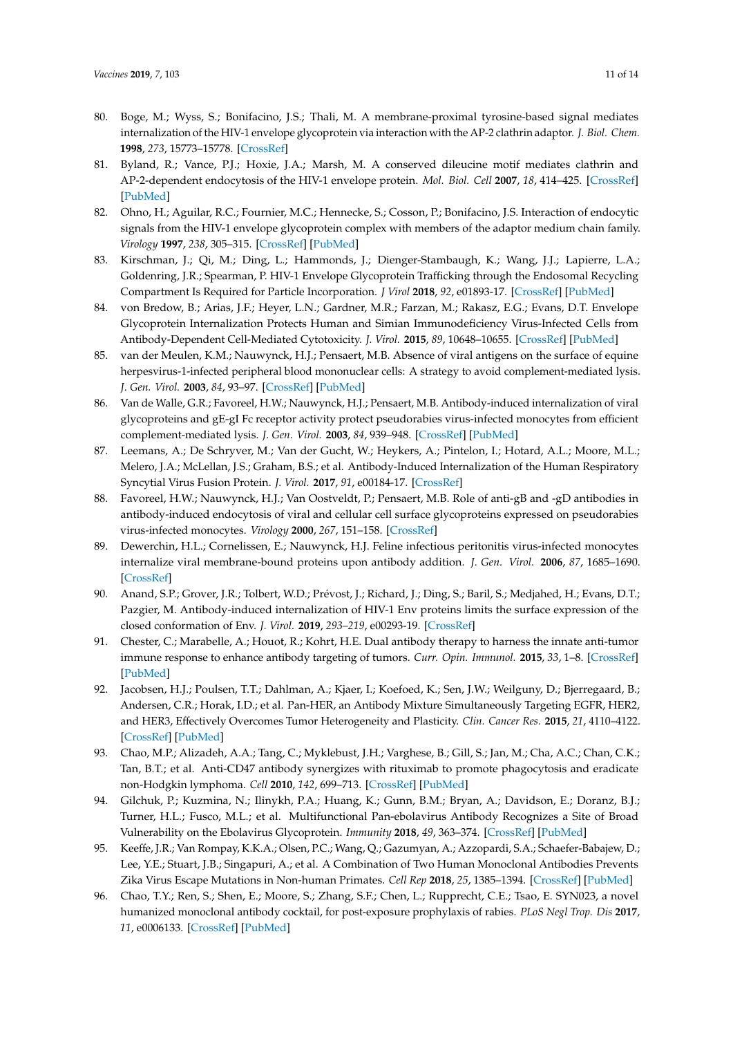80. Boge, M.; Wyss, S.; Bonifacino, J.S.; Thali, M. A membrane-proximal tyrosine-based signal mediates internalization of the HIV-1 envelope glycoprotein via interaction with the AP-2 clathrin adaptor. *J. Biol. Chem.* **1998**, *273*, 15773–15778. [CrossRef]
81. Byland, R.; Vance, P.J.; Hoxie, J.A.; Marsh, M. A conserved dileucine motif mediates clathrin and AP-2-dependent endocytosis of the HIV-1 envelope protein. *Mol. Biol. Cell* **2007**, *18*, 414–425. [CrossRef] [PubMed]
82. Ohno, H.; Aguilar, R.C.; Fournier, M.C.; Hennecke, S.; Cosson, P.; Bonifacino, J.S. Interaction of endocytic signals from the HIV-1 envelope glycoprotein complex with members of the adaptor medium chain family. *Virology* **1997**, *238*, 305–315. [CrossRef] [PubMed]
83. Kirschman, J.; Qi, M.; Ding, L.; Hammonds, J.; Dienger-Stambaugh, K.; Wang, J.J.; Lapierre, L.A.; Goldenring, J.R.; Spearman, P. HIV-1 Envelope Glycoprotein Trafficking through the Endosomal Recycling Compartment Is Required for Particle Incorporation. *J Virol* **2018**, *92*, e01893-17. [CrossRef] [PubMed]
84. von Bredow, B.; Arias, J.F.; Heyer, L.N.; Gardner, M.R.; Farzan, M.; Rakasz, E.G.; Evans, D.T. Envelope Glycoprotein Internalization Protects Human and Simian Immunodeficiency Virus-Infected Cells from Antibody-Dependent Cell-Mediated Cytotoxicity. *J. Virol.* **2015**, *89*, 10648–10655. [CrossRef] [PubMed]
85. van der Meulen, K.M.; Nauwynck, H.J.; Pensaert, M.B. Absence of viral antigens on the surface of equine herpesvirus-1-infected peripheral blood mononuclear cells: A strategy to avoid complement-mediated lysis. *J. Gen. Virol.* **2003**, *84*, 93–97. [CrossRef] [PubMed]
86. Van de Walle, G.R.; Favoreel, H.W.; Nauwynck, H.J.; Pensaert, M.B. Antibody-induced internalization of viral glycoproteins and gE-gI Fc receptor activity protect pseudorabies virus-infected monocytes from efficient complement-mediated lysis. *J. Gen. Virol.* **2003**, *84*, 939–948. [CrossRef] [PubMed]
87. Leemans, A.; De Schryver, M.; Van der Gucht, W.; Heykers, A.; Pintelon, I.; Hotard, A.L.; Moore, M.L.; Melero, J.A.; McLellan, J.S.; Graham, B.S.; et al. Antibody-Induced Internalization of the Human Respiratory Syncytial Virus Fusion Protein. *J. Virol.* **2017**, *91*, e00184-17. [CrossRef]
88. Favoreel, H.W.; Nauwynck, H.J.; Van Oostveldt, P.; Pensaert, M.B. Role of anti-gB and -gD antibodies in antibody-induced endocytosis of viral and cellular cell surface glycoproteins expressed on pseudorabies virus-infected monocytes. *Virology* **2000**, *267*, 151–158. [CrossRef]
89. Dewerchin, H.L.; Cornelissen, E.; Nauwynck, H.J. Feline infectious peritonitis virus-infected monocytes internalize viral membrane-bound proteins upon antibody addition. *J. Gen. Virol.* **2006**, *87*, 1685–1690. [CrossRef]
90. Anand, S.P.; Grover, J.R.; Tolbert, W.D.; Prévost, J.; Richard, J.; Ding, S.; Baril, S.; Medjahed, H.; Evans, D.T.; Pazgier, M. Antibody-induced internalization of HIV-1 Env proteins limits the surface expression of the closed conformation of Env. *J. Virol.* **2019**, *293–219*, e00293-19. [CrossRef]
91. Chester, C.; Marabelle, A.; Houot, R.; Kohrt, H.E. Dual antibody therapy to harness the innate anti-tumor immune response to enhance antibody targeting of tumors. *Curr. Opin. Immunol.* **2015**, *33*, 1–8. [CrossRef] [PubMed]
92. Jacobsen, H.J.; Poulsen, T.T.; Dahlman, A.; Kjaer, I.; Koefoed, K.; Sen, J.W.; Weilguny, D.; Bjerregaard, B.; Andersen, C.R.; Horak, I.D.; et al. Pan-HER, an Antibody Mixture Simultaneously Targeting EGFR, HER2, and HER3, Effectively Overcomes Tumor Heterogeneity and Plasticity. *Clin. Cancer Res.* **2015**, *21*, 4110–4122. [CrossRef] [PubMed]
93. Chao, M.P.; Alizadeh, A.A.; Tang, C.; Myklebust, J.H.; Varghese, B.; Gill, S.; Jan, M.; Cha, A.C.; Chan, C.K.; Tan, B.T.; et al. Anti-CD47 antibody synergizes with rituximab to promote phagocytosis and eradicate non-Hodgkin lymphoma. *Cell* **2010**, *142*, 699–713. [CrossRef] [PubMed]
94. Gilchuk, P.; Kuzmina, N.; Ilinykh, P.A.; Huang, K.; Gunn, B.M.; Bryan, A.; Davidson, E.; Doranz, B.J.; Turner, H.L.; Fusco, M.L.; et al. Multifunctional Pan-ebolavirus Antibody Recognizes a Site of Broad Vulnerability on the Ebolavirus Glycoprotein. *Immunity* **2018**, *49*, 363–374. [CrossRef] [PubMed]
95. Keeffe, J.R.; Van Rompay, K.K.A.; Olsen, P.C.; Wang, Q.; Gazumyan, A.; Azzopardi, S.A.; Schaefer-Babajew, D.; Lee, Y.E.; Stuart, J.B.; Singapuri, A.; et al. A Combination of Two Human Monoclonal Antibodies Prevents Zika Virus Escape Mutations in Non-human Primates. *Cell Rep* **2018**, *25*, 1385–1394. [CrossRef] [PubMed]
96. Chao, T.Y.; Ren, S.; Shen, E.; Moore, S.; Zhang, S.F.; Chen, L.; Rupprecht, C.E.; Tsao, E. SYN023, a novel humanized monoclonal antibody cocktail, for post-exposure prophylaxis of rabies. *PLoS Negl Trop. Dis* **2017**, *11*, e0006133. [CrossRef] [PubMed]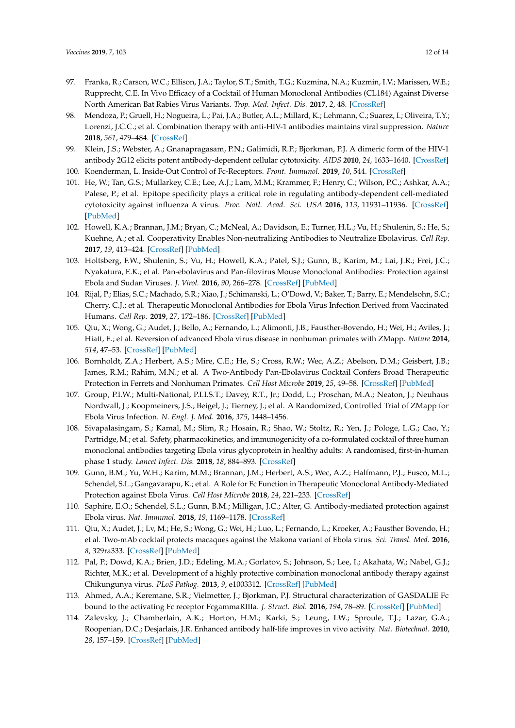97. Franka, R.; Carson, W.C.; Ellison, J.A.; Taylor, S.T.; Smith, T.G.; Kuzmina, N.A.; Kuzmin, I.V.; Marissen, W.E.; Rupprecht, C.E. In Vivo Efficacy of a Cocktail of Human Monoclonal Antibodies (CL184) Against Diverse North American Bat Rabies Virus Variants. *Trop. Med. Infect. Dis.* **2017**, *2*, 48. [CrossRef]
98. Mendoza, P.; Gruell, H.; Nogueira, L.; Pai, J.A.; Butler, A.L.; Millard, K.; Lehmann, C.; Suarez, I.; Oliveira, T.Y.; Lorenzi, J.C.C.; et al. Combination therapy with anti-HIV-1 antibodies maintains viral suppression. *Nature* **2018**, *561*, 479–484. [CrossRef]
99. Klein, J.S.; Webster, A.; Gnanapragasam, P.N.; Galimidi, R.P.; Bjorkman, P.J. A dimeric form of the HIV-1 antibody 2G12 elicits potent antibody-dependent cellular cytotoxicity. *AIDS* **2010**, *24*, 1633–1640. [CrossRef]
100. Koenderman, L. Inside-Out Control of Fc-Receptors. *Front. Immunol.* **2019**, *10*, 544. [CrossRef]
101. He, W.; Tan, G.S.; Mullarkey, C.E.; Lee, A.J.; Lam, M.M.; Krammer, F.; Henry, C.; Wilson, P.C.; Ashkar, A.A.; Palese, P.; et al. Epitope specificity plays a critical role in regulating antibody-dependent cell-mediated cytotoxicity against influenza A virus. *Proc. Natl. Acad. Sci. USA* **2016**, *113*, 11931–11936. [CrossRef] [PubMed]
102. Howell, K.A.; Brannan, J.M.; Bryan, C.; McNeal, A.; Davidson, E.; Turner, H.L.; Vu, H.; Shulenin, S.; He, S.; Kuehne, A.; et al. Cooperativity Enables Non-neutralizing Antibodies to Neutralize Ebolavirus. *Cell Rep.* **2017**, *19*, 413–424. [CrossRef] [PubMed]
103. Holtsberg, F.W.; Shulenin, S.; Vu, H.; Howell, K.A.; Patel, S.J.; Gunn, B.; Karim, M.; Lai, J.R.; Frei, J.C.; Nyakatura, E.K.; et al. Pan-ebolavirus and Pan-filovirus Mouse Monoclonal Antibodies: Protection against Ebola and Sudan Viruses. *J. Virol.* **2016**, *90*, 266–278. [CrossRef] [PubMed]
104. Rijal, P.; Elias, S.C.; Machado, S.R.; Xiao, J.; Schimanski, L.; O'Dowd, V.; Baker, T.; Barry, E.; Mendelsohn, S.C.; Cherry, C.J.; et al. Therapeutic Monoclonal Antibodies for Ebola Virus Infection Derived from Vaccinated Humans. *Cell Rep.* **2019**, *27*, 172–186. [CrossRef] [PubMed]
105. Qiu, X.; Wong, G.; Audet, J.; Bello, A.; Fernando, L.; Alimonti, J.B.; Fausther-Bovendo, H.; Wei, H.; Aviles, J.; Hiatt, E.; et al. Reversion of advanced Ebola virus disease in nonhuman primates with ZMapp. *Nature* **2014**, *514*, 47–53. [CrossRef] [PubMed]
106. Bornholdt, Z.A.; Herbert, A.S.; Mire, C.E.; He, S.; Cross, R.W.; Wec, A.Z.; Abelson, D.M.; Geisbert, J.B.; James, R.M.; Rahim, M.N.; et al. A Two-Antibody Pan-Ebolavirus Cocktail Confers Broad Therapeutic Protection in Ferrets and Nonhuman Primates. *Cell Host Microbe* **2019**, *25*, 49–58. [CrossRef] [PubMed]
107. Group, P.I.W.; Multi-National, P.I.I.S.T.; Davey, R.T., Jr.; Dodd, L.; Proschan, M.A.; Neaton, J.; Neuhaus Nordwall, J.; Koopmeiners, J.S.; Beigel, J.; Tierney, J.; et al. A Randomized, Controlled Trial of ZMapp for Ebola Virus Infection. *N. Engl. J. Med.* **2016**, *375*, 1448–1456.
108. Sivapalasingam, S.; Kamal, M.; Slim, R.; Hosain, R.; Shao, W.; Stoltz, R.; Yen, J.; Pologe, L.G.; Cao, Y.; Partridge, M.; et al. Safety, pharmacokinetics, and immunogenicity of a co-formulated cocktail of three human monoclonal antibodies targeting Ebola virus glycoprotein in healthy adults: A randomised, first-in-human phase 1 study. *Lancet Infect. Dis.* **2018**, *18*, 884–893. [CrossRef]
109. Gunn, B.M.; Yu, W.H.; Karim, M.M.; Brannan, J.M.; Herbert, A.S.; Wec, A.Z.; Halfmann, P.J.; Fusco, M.L.; Schendel, S.L.; Gangavarapu, K.; et al. A Role for Fc Function in Therapeutic Monoclonal Antibody-Mediated Protection against Ebola Virus. *Cell Host Microbe* **2018**, *24*, 221–233. [CrossRef]
110. Saphire, E.O.; Schendel, S.L.; Gunn, B.M.; Milligan, J.C.; Alter, G. Antibody-mediated protection against Ebola virus. *Nat. Immunol.* **2018**, *19*, 1169–1178. [CrossRef]
111. Qiu, X.; Audet, J.; Lv, M.; He, S.; Wong, G.; Wei, H.; Luo, L.; Fernando, L.; Kroeker, A.; Fausther Bovendo, H.; et al. Two-mAb cocktail protects macaques against the Makona variant of Ebola virus. *Sci. Transl. Med.* **2016**, *8*, 329ra333. [CrossRef] [PubMed]
112. Pal, P.; Dowd, K.A.; Brien, J.D.; Edeling, M.A.; Gorlatov, S.; Johnson, S.; Lee, I.; Akahata, W.; Nabel, G.J.; Richter, M.K.; et al. Development of a highly protective combination monoclonal antibody therapy against Chikungunya virus. *PLoS Pathog.* **2013**, *9*, e1003312. [CrossRef] [PubMed]
113. Ahmed, A.A.; Keremane, S.R.; Vielmetter, J.; Bjorkman, P.J. Structural characterization of GASDALIE Fc bound to the activating Fc receptor FcgammaRIIIa. *J. Struct. Biol.* **2016**, *194*, 78–89. [CrossRef] [PubMed]
114. Zalevsky, J.; Chamberlain, A.K.; Horton, H.M.; Karki, S.; Leung, I.W.; Sproule, T.J.; Lazar, G.A.; Roopenian, D.C.; Desjarlais, J.R. Enhanced antibody half-life improves in vivo activity. *Nat. Biotechnol.* **2010**, *28*, 157–159. [CrossRef] [PubMed]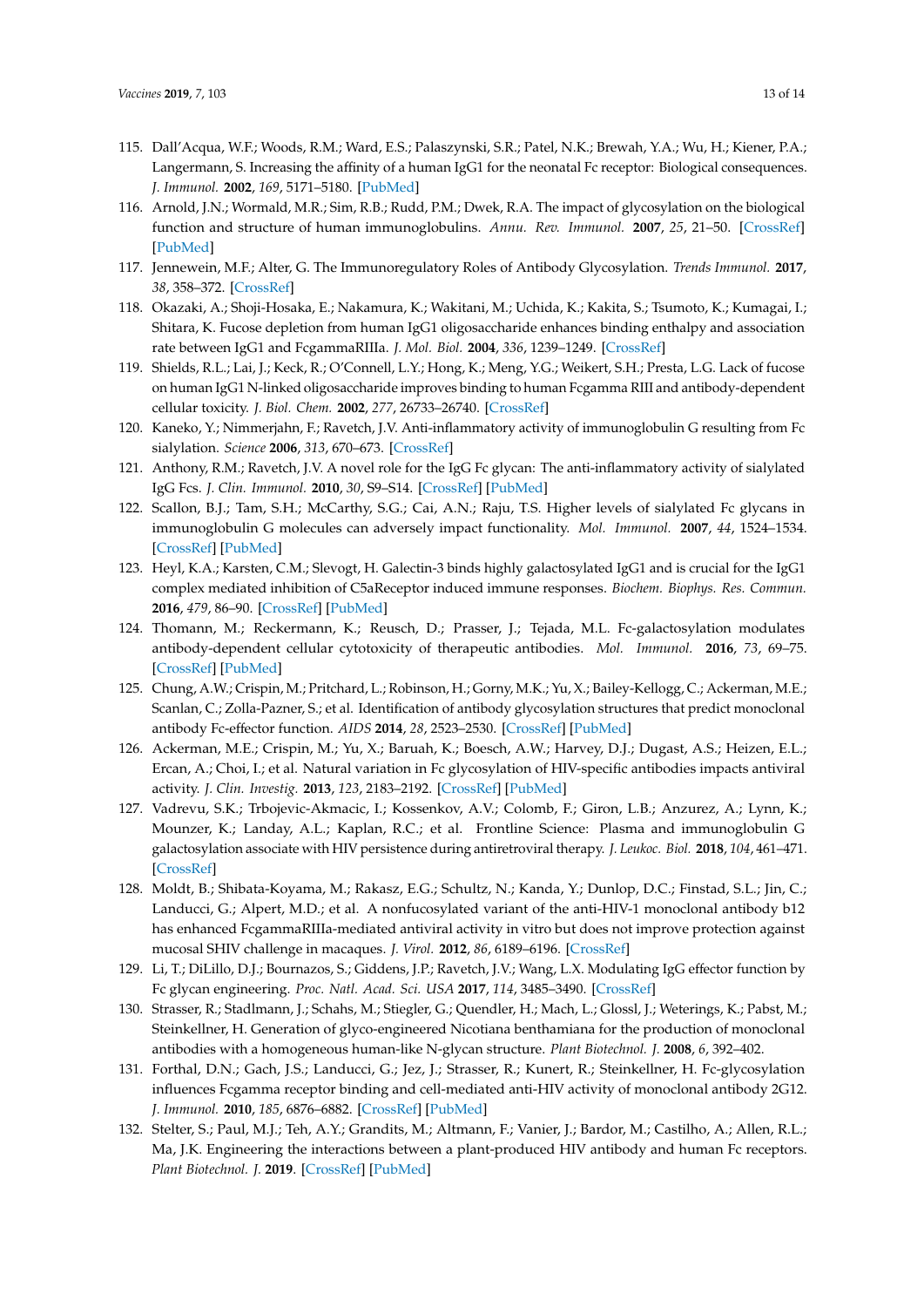115. Dall'Acqua, W.F.; Woods, R.M.; Ward, E.S.; Palaszynski, S.R.; Patel, N.K.; Brewah, Y.A.; Wu, H.; Kiener, P.A.; Langermann, S. Increasing the affinity of a human IgG1 for the neonatal Fc receptor: Biological consequences. *J. Immunol.* **2002**, *169*, 5171–5180. [PubMed]
116. Arnold, J.N.; Wormald, M.R.; Sim, R.B.; Rudd, P.M.; Dwek, R.A. The impact of glycosylation on the biological function and structure of human immunoglobulins. *Annu. Rev. Immunol.* **2007**, *25*, 21–50. [CrossRef] [PubMed]
117. Jennewein, M.F.; Alter, G. The Immunoregulatory Roles of Antibody Glycosylation. *Trends Immunol.* **2017**, *38*, 358–372. [CrossRef]
118. Okazaki, A.; Shoji-Hosaka, E.; Nakamura, K.; Wakitani, M.; Uchida, K.; Kakita, S.; Tsumoto, K.; Kumagai, I.; Shitara, K. Fucose depletion from human IgG1 oligosaccharide enhances binding enthalpy and association rate between IgG1 and FcgammaRIIIa. *J. Mol. Biol.* **2004**, *336*, 1239–1249. [CrossRef]
119. Shields, R.L.; Lai, J.; Keck, R.; O'Connell, L.Y.; Hong, K.; Meng, Y.G.; Weikert, S.H.; Presta, L.G. Lack of fucose on human IgG1 N-linked oligosaccharide improves binding to human Fcgamma RIII and antibody-dependent cellular toxicity. *J. Biol. Chem.* **2002**, *277*, 26733–26740. [CrossRef]
120. Kaneko, Y.; Nimmerjahn, F.; Ravetch, J.V. Anti-inflammatory activity of immunoglobulin G resulting from Fc sialylation. *Science* **2006**, *313*, 670–673. [CrossRef]
121. Anthony, R.M.; Ravetch, J.V. A novel role for the IgG Fc glycan: The anti-inflammatory activity of sialylated IgG Fcs. *J. Clin. Immunol.* **2010**, *30*, S9–S14. [CrossRef] [PubMed]
122. Scallon, B.J.; Tam, S.H.; McCarthy, S.G.; Cai, A.N.; Raju, T.S. Higher levels of sialylated Fc glycans in immunoglobulin G molecules can adversely impact functionality. *Mol. Immunol.* **2007**, *44*, 1524–1534. [CrossRef] [PubMed]
123. Heyl, K.A.; Karsten, C.M.; Slevogt, H. Galectin-3 binds highly galactosylated IgG1 and is crucial for the IgG1 complex mediated inhibition of C5aReceptor induced immune responses. *Biochem. Biophys. Res. Commun.* **2016**, *479*, 86–90. [CrossRef] [PubMed]
124. Thomann, M.; Reckermann, K.; Reusch, D.; Prasser, J.; Tejada, M.L. Fc-galactosylation modulates antibody-dependent cellular cytotoxicity of therapeutic antibodies. *Mol. Immunol.* **2016**, *73*, 69–75. [CrossRef] [PubMed]
125. Chung, A.W.; Crispin, M.; Pritchard, L.; Robinson, H.; Gorny, M.K.; Yu, X.; Bailey-Kellogg, C.; Ackerman, M.E.; Scanlan, C.; Zolla-Pazner, S.; et al. Identification of antibody glycosylation structures that predict monoclonal antibody Fc-effector function. *AIDS* **2014**, *28*, 2523–2530. [CrossRef] [PubMed]
126. Ackerman, M.E.; Crispin, M.; Yu, X.; Baruah, K.; Boesch, A.W.; Harvey, D.J.; Dugast, A.S.; Heizen, E.L.; Ercan, A.; Choi, I.; et al. Natural variation in Fc glycosylation of HIV-specific antibodies impacts antiviral activity. *J. Clin. Investig.* **2013**, *123*, 2183–2192. [CrossRef] [PubMed]
127. Vadrevu, S.K.; Trbojevic-Akmacic, I.; Kossenkov, A.V.; Colomb, F.; Giron, L.B.; Anzurez, A.; Lynn, K.; Mounzer, K.; Landay, A.L.; Kaplan, R.C.; et al. Frontline Science: Plasma and immunoglobulin G galactosylation associate with HIV persistence during antiretroviral therapy. *J. Leukoc. Biol.* **2018**, *104*, 461–471. [CrossRef]
128. Moldt, B.; Shibata-Koyama, M.; Rakasz, E.G.; Schultz, N.; Kanda, Y.; Dunlop, D.C.; Finstad, S.L.; Jin, C.; Landucci, G.; Alpert, M.D.; et al. A nonfucosylated variant of the anti-HIV-1 monoclonal antibody b12 has enhanced FcgammaRIIIa-mediated antiviral activity in vitro but does not improve protection against mucosal SHIV challenge in macaques. *J. Virol.* **2012**, *86*, 6189–6196. [CrossRef]
129. Li, T.; DiLillo, D.J.; Bournazos, S.; Giddens, J.P.; Ravetch, J.V.; Wang, L.X. Modulating IgG effector function by Fc glycan engineering. *Proc. Natl. Acad. Sci. USA* **2017**, *114*, 3485–3490. [CrossRef]
130. Strasser, R.; Stadlmann, J.; Schahs, M.; Stiegler, G.; Quendler, H.; Mach, L.; Glossl, J.; Weterings, K.; Pabst, M.; Steinkellner, H. Generation of glyco-engineered Nicotiana benthamiana for the production of monoclonal antibodies with a homogeneous human-like N-glycan structure. *Plant Biotechnol. J.* **2008**, *6*, 392–402.
131. Forthal, D.N.; Gach, J.S.; Landucci, G.; Jez, J.; Strasser, R.; Kunert, R.; Steinkellner, H. Fc-glycosylation influences Fcgamma receptor binding and cell-mediated anti-HIV activity of monoclonal antibody 2G12. *J. Immunol.* **2010**, *185*, 6876–6882. [CrossRef] [PubMed]
132. Stelter, S.; Paul, M.J.; Teh, A.Y.; Grandits, M.; Altmann, F.; Vanier, J.; Bardor, M.; Castilho, A.; Allen, R.L.; Ma, J.K. Engineering the interactions between a plant-produced HIV antibody and human Fc receptors. *Plant Biotechnol. J.* **2019**. [CrossRef] [PubMed]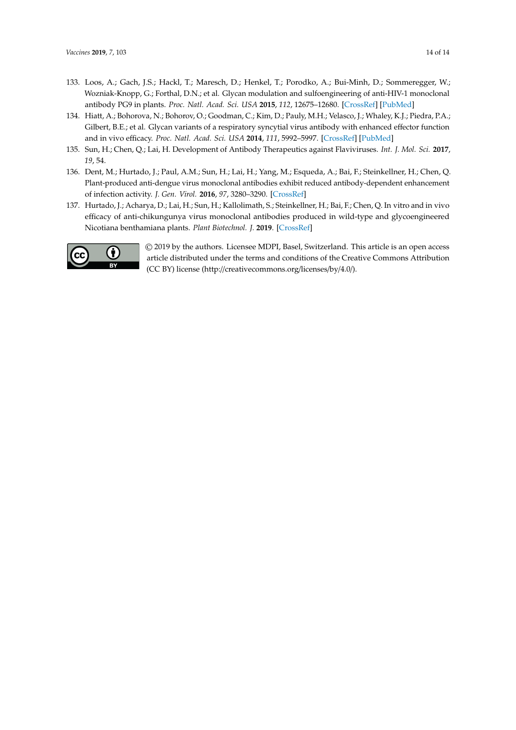133. Loos, A.; Gach, J.S.; Hackl, T.; Maresch, D.; Henkel, T.; Porodko, A.; Bui-Minh, D.; Sommeregger, W.; Wozniak-Knopp, G.; Forthal, D.N.; et al. Glycan modulation and sulfoengineering of anti-HIV-1 monoclonal antibody PG9 in plants. *Proc. Natl. Acad. Sci. USA* **2015**, *112*, 12675–12680. [CrossRef] [PubMed]
134. Hiatt, A.; Bohorova, N.; Bohorov, O.; Goodman, C.; Kim, D.; Pauly, M.H.; Velasco, J.; Whaley, K.J.; Piedra, P.A.; Gilbert, B.E.; et al. Glycan variants of a respiratory syncytial virus antibody with enhanced effector function and in vivo efficacy. *Proc. Natl. Acad. Sci. USA* **2014**, *111*, 5992–5997. [CrossRef] [PubMed]
135. Sun, H.; Chen, Q.; Lai, H. Development of Antibody Therapeutics against Flaviviruses. *Int. J. Mol. Sci.* **2017**, *19*, 54.
136. Dent, M.; Hurtado, J.; Paul, A.M.; Sun, H.; Lai, H.; Yang, M.; Esqueda, A.; Bai, F.; Steinkellner, H.; Chen, Q. Plant-produced anti-dengue virus monoclonal antibodies exhibit reduced antibody-dependent enhancement of infection activity. *J. Gen. Virol.* **2016**, *97*, 3280–3290. [CrossRef]
137. Hurtado, J.; Acharya, D.; Lai, H.; Sun, H.; Kallolimath, S.; Steinkellner, H.; Bai, F.; Chen, Q. In vitro and in vivo efficacy of anti-chikungunya virus monoclonal antibodies produced in wild-type and glycoengineered Nicotiana benthamiana plants. *Plant Biotechnol. J.* **2019**. [CrossRef]

© 2019 by the authors. Licensee MDPI, Basel, Switzerland. This article is an open access article distributed under the terms and conditions of the Creative Commons Attribution (CC BY) license (http://creativecommons.org/licenses/by/4.0/).